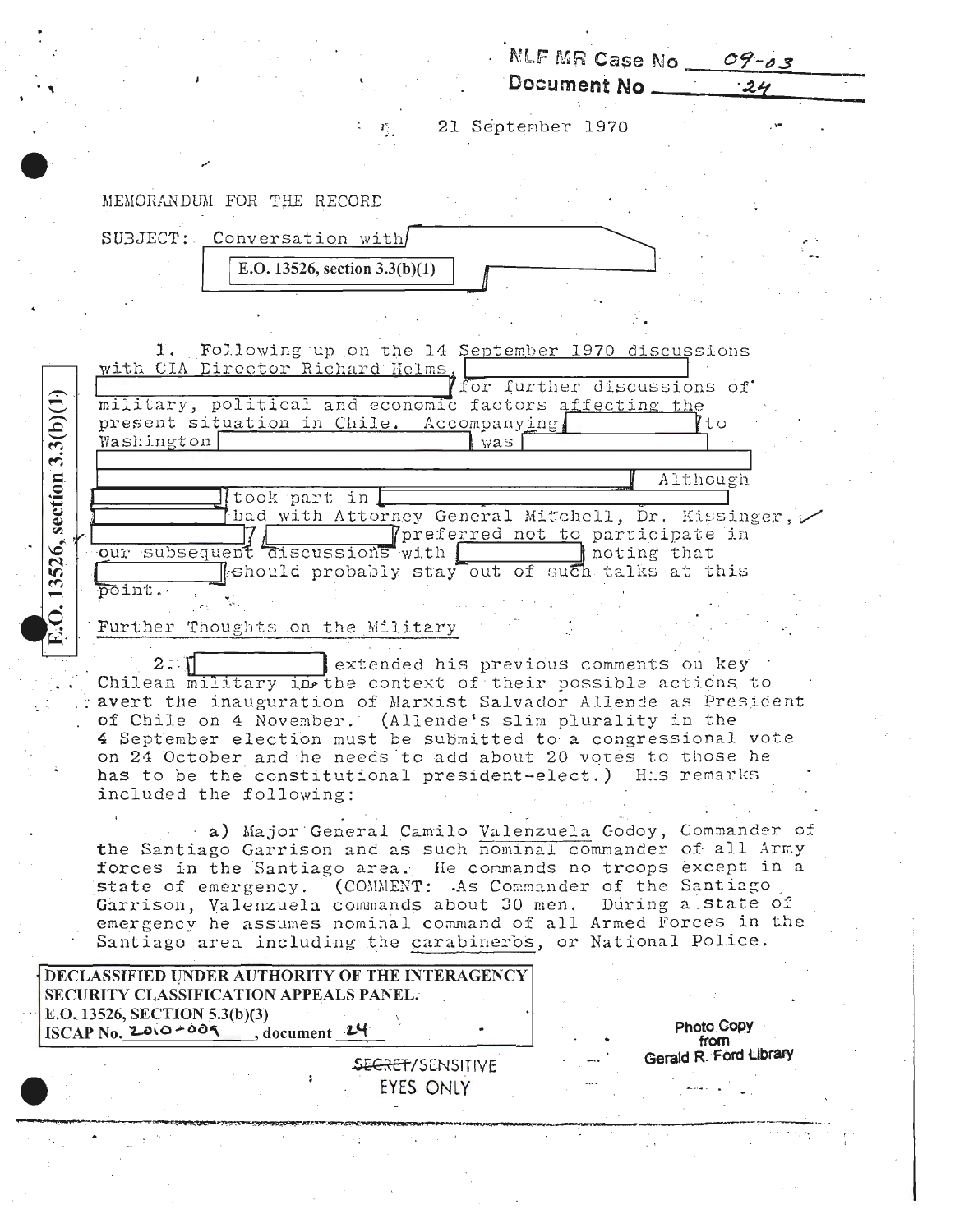NLF MR Case No 09-03
Document No 24

21 September 1970

MEMORANDUM FOR THE RECORD

SUBJECT: Conversation with [E.O. 13526, section 3.3(b)(1)]

1. Following up on the 14 September 1970 discussions with CIA Director Richard Helms, [redacted] for further discussions of military, political and economic factors affecting the present situation in Chile. Accompanying [redacted] to Washington [redacted] was [redacted] Although [redacted] took part in [redacted] had with Attorney General Mitchell, Dr. Kissinger, [redacted] / [redacted] preferred not to participate in our subsequent discussions with [redacted] noting that [redacted] should probably stay out of such talks at this point.

E.O. 13526, section 3.3(b)(1)

Further Thoughts on the Military

2. [redacted] extended his previous comments on key Chilean military in the context of their possible actions to avert the inauguration of Marxist Salvador Allende as President of Chile on 4 November. (Allende's slim plurality in the 4 September election must be submitted to a congressional vote on 24 October and he needs to add about 20 votes to those he has to be the constitutional president-elect.) His remarks included the following:

a) Major General Camilo Valenzuela Godoy, Commander of the Santiago Garrison and as such nominal commander of all Army forces in the Santiago area. He commands no troops except in a state of emergency. (COMMENT: As Commander of the Santiago Garrison, Valenzuela commands about 30 men. During a state of emergency he assumes nominal command of all Armed Forces in the Santiago area including the carabineros, or National Police.

DECLASSIFIED UNDER AUTHORITY OF THE INTERAGENCY SECURITY CLASSIFICATION APPEALS PANEL.
E.O. 13526, SECTION 5.3(b)(3)
ISCAP No. 2010-009, document 24

Photo Copy from Gerald R. Ford Library

SECRET/SENSITIVE
EYES ONLY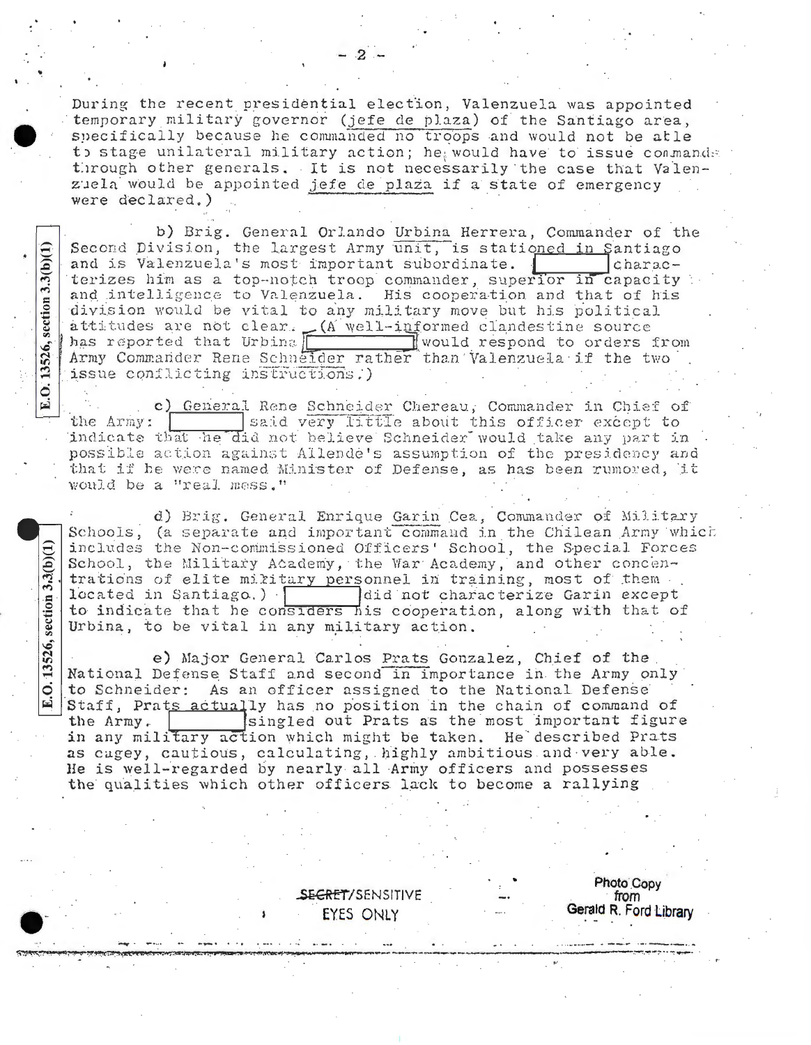During the recent presidential election, Valenzuela was appointed temporary military governor (jefe de plaza) of the Santiago area, specifically because he commanded no troops and would not be able to stage unilateral military action; he would have to issue commands through other generals. It is not necessarily the case that Valenzuela would be appointed jefe de plaza if a state of emergency were declared.)

b) Brig. General Orlando Urbina Herrera, Commander of the Second Division, the largest Army unit, is stationed in Santiago and is Valenzuela's most important subordinate. [ ] characterizes him as a top-notch troop commander, superior in capacity and intelligence to Valenzuela. His cooperation and that of his division would be vital to any military move but his political attitudes are not clear. (A well-informed clandestine source has reported that Urbina [ ] would respond to orders from Army Commander Rene Schneider rather than Valenzuela if the two issue conflicting instructions.)

E.O. 13526, section 3.3(b)(1)

c) General Rene Schneider Chereau, Commander in Chief of the Army: [ ] said very little about this officer except to indicate that he did not believe Schneider would take any part in possible action against Allende's assumption of the presidency and that if he were named Minister of Defense, as has been rumored, it would be a "real mess."

d) Brig. General Enrique Garin Cea, Commander of Military Schools, (a separate and important command in the Chilean Army which includes the Non-commissioned Officers' School, the Special Forces School, the Military Academy, the War Academy, and other concentrations of elite military personnel in training, most of them located in Santiago.) [ ] did not characterize Garin except to indicate that he considers his cooperation, along with that of Urbina, to be vital in any military action.

e) Major General Carlos Prats Gonzalez, Chief of the National Defense Staff and second in importance in the Army only to Schneider: As an officer assigned to the National Defense Staff, Prats actually has no position in the chain of command of the Army. [ ] singled out Prats as the most important figure in any military action which might be taken. He described Prats as cagey, cautious, calculating, highly ambitious and very able. He is well-regarded by nearly all Army officers and possesses the qualities which other officers lack to become a rallying

E.O. 13526, section 3.3(b)(1)

SECRET/SENSITIVE
EYES ONLY

Photo Copy from Gerald R. Ford Library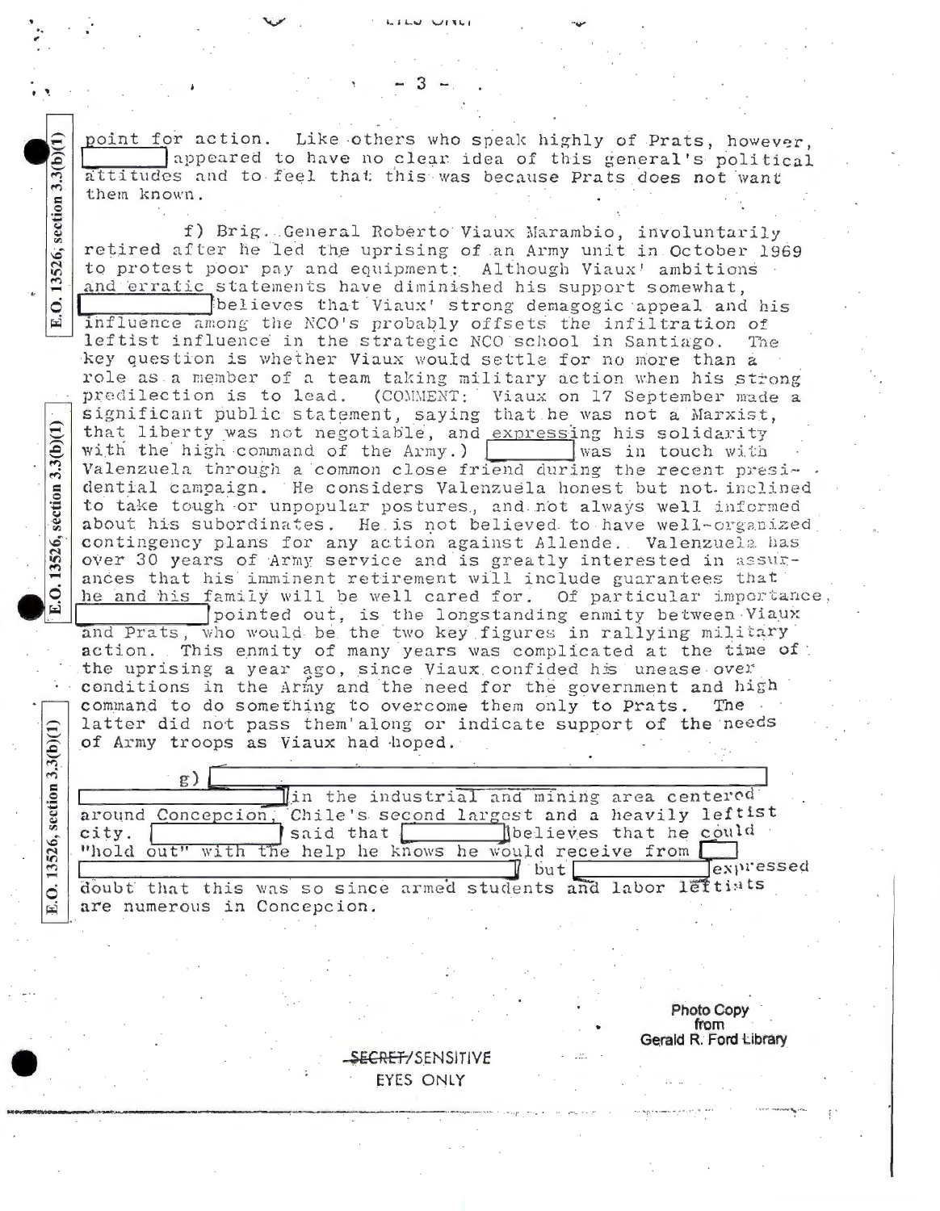point for action. Like others who speak highly of Prats, however, [ ] appeared to have no clear idea of this general's political attitudes and to feel that this was because Prats does not want them known.

f) Brig. General Roberto Viaux Marambio, involuntarily retired after he led the uprising of an Army unit in October 1969 to protest poor pay and equipment. Although Viaux' ambitions and erratic statements have diminished his support somewhat, [ ] believes that Viaux' strong demagogic appeal and his influence among the NCO's probably offsets the infiltration of leftist influence in the strategic NCO school in Santiago. The key question is whether Viaux would settle for no more than a role as a member of a team taking military action when his strong predilection is to lead. (COMMENT: Viaux on 17 September made a significant public statement, saying that he was not a Marxist, that liberty was not negotiable, and expressing his solidarity with the high command of the Army.) [ ] was in touch with Valenzuela through a common close friend during the recent presidential campaign. He considers Valenzuela honest but not inclined to take tough or unpopular postures, and not always well informed about his subordinates. He is not believed to have well-organized contingency plans for any action against Allende. Valenzuela has over 30 years of Army service and is greatly interested in assurances that his imminent retirement will include guarantees that he and his family will be well cared for. Of particular importance, [ ] pointed out, is the longstanding enmity between Viaux and Prats, who would be the two key figures in rallying military action. This enmity of many years was complicated at the time of the uprising a year ago, since Viaux confided his unease over conditions in the Army and the need for the government and high command to do something to overcome them only to Prats. The latter did not pass them along or indicate support of the needs of Army troops as Viaux had hoped.

g) [ ] in the industrial and mining area centered around Concepcion, Chile's second largest and a heavily leftist city. [ ] said that [ ] believes that he could "hold out" with the help he knows he would receive from [ ] but [ ] expressed doubt that this was so since armed students and labor leftists are numerous in Concepcion.

SECRET/SENSITIVE
EYES ONLY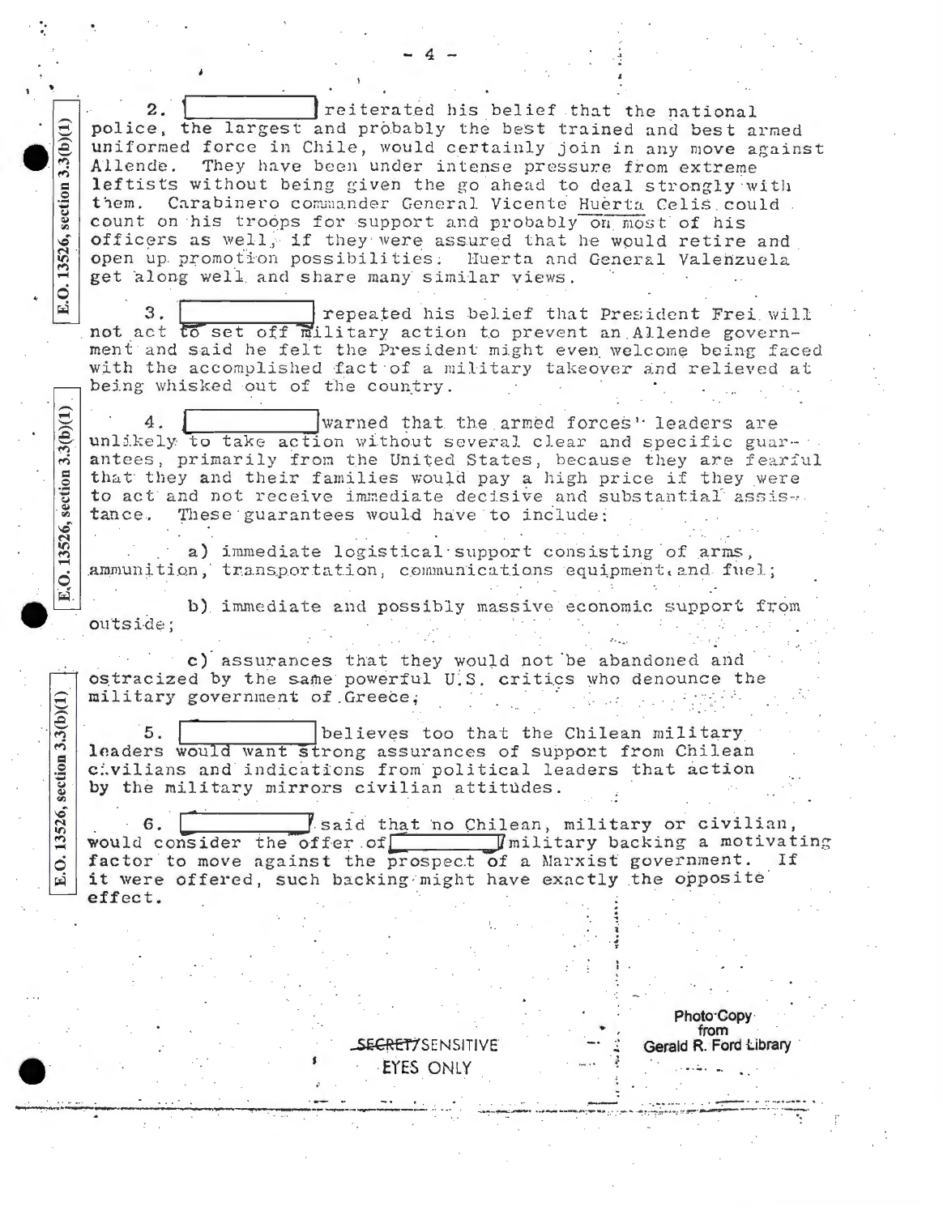2. [redacted] reiterated his belief that the national police, the largest and probably the best trained and best armed uniformed force in Chile, would certainly join in any move against Allende. They have been under intense pressure from extreme leftists without being given the go ahead to deal strongly with them. Carabinero commander General Vicente Huerta Celis could count on his troops for support and probably on most of his officers as well, if they were assured that he would retire and open up promotion possibilities. Huerta and General Valenzuela get along well and share many similar views.

3. [redacted] repeated his belief that President Frei will not act to set off military action to prevent an Allende government and said he felt the President might even welcome being faced with the accomplished fact of a military takeover and relieved at being whisked out of the country.

4. [redacted] warned that the armed forces' leaders are unlikely to take action without several clear and specific guarantees, primarily from the United States, because they are fearful that they and their families would pay a high price if they were to act and not receive immediate decisive and substantial assistance. These guarantees would have to include:

a) immediate logistical support consisting of arms, ammunition, transportation, communications equipment, and fuel;

b) immediate and possibly massive economic support from outside;

c) assurances that they would not be abandoned and ostracized by the same powerful U.S. critics who denounce the military government of Greece;

5. [redacted] believes too that the Chilean military leaders would want strong assurances of support from Chilean civilians and indications from political leaders that action by the military mirrors civilian attitudes.

6. [redacted] said that no Chilean, military or civilian, would consider the offer of [redacted] military backing a motivating factor to move against the prospect of a Marxist government. If it were offered, such backing might have exactly the opposite effect.

E.O. 13526, section 3.3(b)(1)

SECRET/SENSITIVE
EYES ONLY

Photo Copy from Gerald R. Ford Library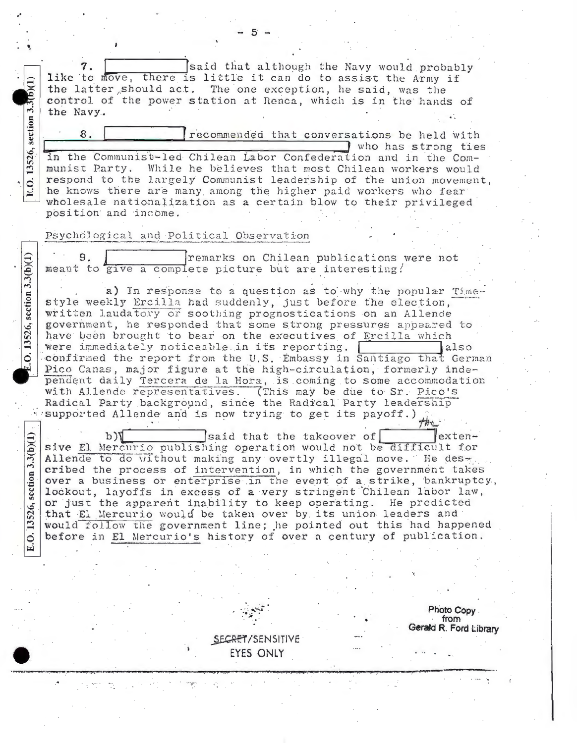7. [redacted] said that although the Navy would probably like to move, there is little it can do to assist the Army if the latter should act. The one exception, he said, was the control of the power station at Renca, which is in the hands of the Navy.

8. [redacted] recommended that conversations be held with [redacted] who has strong ties in the Communist-led Chilean Labor Confederation and in the Communist Party. While he believes that most Chilean workers would respond to the largely Communist leadership of the union movement, he knows there are many among the higher paid workers who fear wholesale nationalization as a certain blow to their privileged position and income.

Psychological and Political Observation

9. [redacted] remarks on Chilean publications were not meant to give a complete picture but are interesting:

a) In response to a question as to why the popular Time-style weekly Ercilla had suddenly, just before the election, written laudatory or soothing prognostications on an Allende government, he responded that some strong pressures appeared to have been brought to bear on the executives of Ercilla which were immediately noticeable in its reporting. [redacted] also confirmed the report from the U.S. Embassy in Santiago that German Pico Canas, major figure at the high-circulation, formerly independent daily Tercera de la Hora, is coming to some accommodation with Allende representatives. (This may be due to Sr. Pico's Radical Party background, since the Radical Party leadership supported Allende and is now trying to get its payoff.)

b) [redacted] said that the takeover of the [redacted] extensive El Mercurio publishing operation would not be difficult for Allende to do without making any overtly illegal move. He described the process of intervention, in which the government takes over a business or enterprise in the event of a strike, bankruptcy, lockout, layoffs in excess of a very stringent Chilean labor law, or just the apparent inability to keep operating. He predicted that El Mercurio would be taken over by its union leaders and would follow the government line; he pointed out this had happened before in El Mercurio's history of over a century of publication.

SECRET/SENSITIVE
EYES ONLY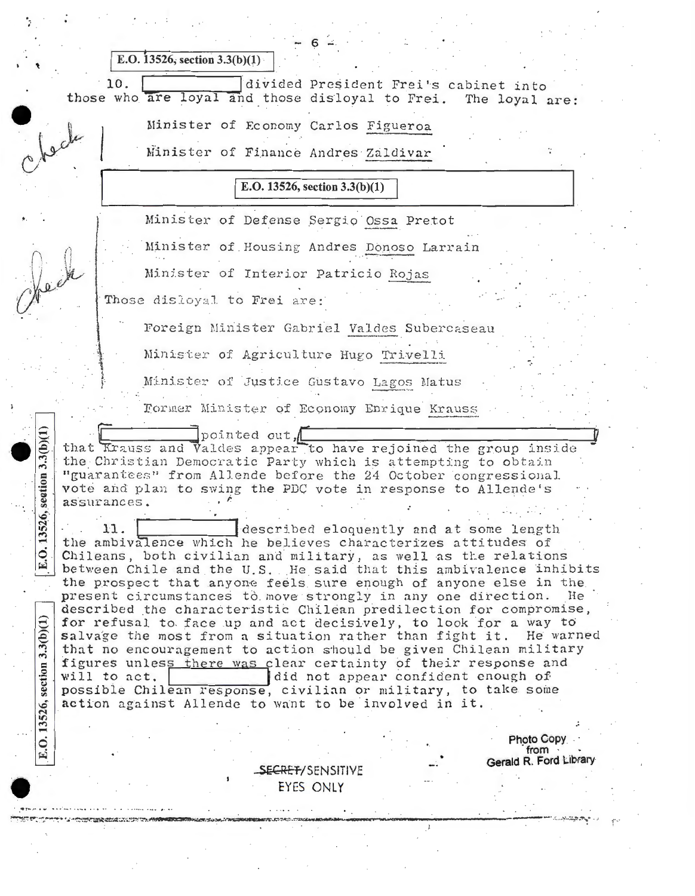E.O. 13526, section 3.3(b)(1)

10. [redacted] divided President Frei's cabinet into those who are loyal and those disloyal to Frei. The loyal are:

Minister of Economy Carlos Figueroa

Minister of Finance Andres Zaldivar

E.O. 13526, section 3.3(b)(1)

Minister of Defense Sergio Ossa Pretot

Minister of Housing Andres Donoso Larrain

Minister of Interior Patricio Rojas

Those disloyal to Frei are:

Foreign Minister Gabriel Valdes Subercaseau

Minister of Agriculture Hugo Trivelli

Minister of Justice Gustavo Lagos Matus

Former Minister of Economy Enrique Krauss

[redacted] pointed out, [redacted] that Krauss and Valdes appear to have rejoined the group inside the Christian Democratic Party which is attempting to obtain "guarantees" from Allende before the 24 October congressional vote and plan to swing the PDC vote in response to Allende's assurances.

11. [redacted] described eloquently and at some length the ambivalence which he believes characterizes attitudes of Chileans, both civilian and military, as well as the relations between Chile and the U.S. He said that this ambivalence inhibits the prospect that anyone feels sure enough of anyone else in the present circumstances to move strongly in any one direction. He described the characteristic Chilean predilection for compromise, for refusal to face up and act decisively, to look for a way to salvage the most from a situation rather than fight it. He warned that no encouragement to action should be given Chilean military figures unless there was clear certainty of their response and will to act. [redacted] did not appear confident enough of possible Chilean response, civilian or military, to take some action against Allende to want to be involved in it.

E.O. 13526, section 3.3(b)(1)

E.O. 13526, section 3.3(b)(1)

SECRET/SENSITIVE
EYES ONLY

Photo Copy from Gerald R. Ford Library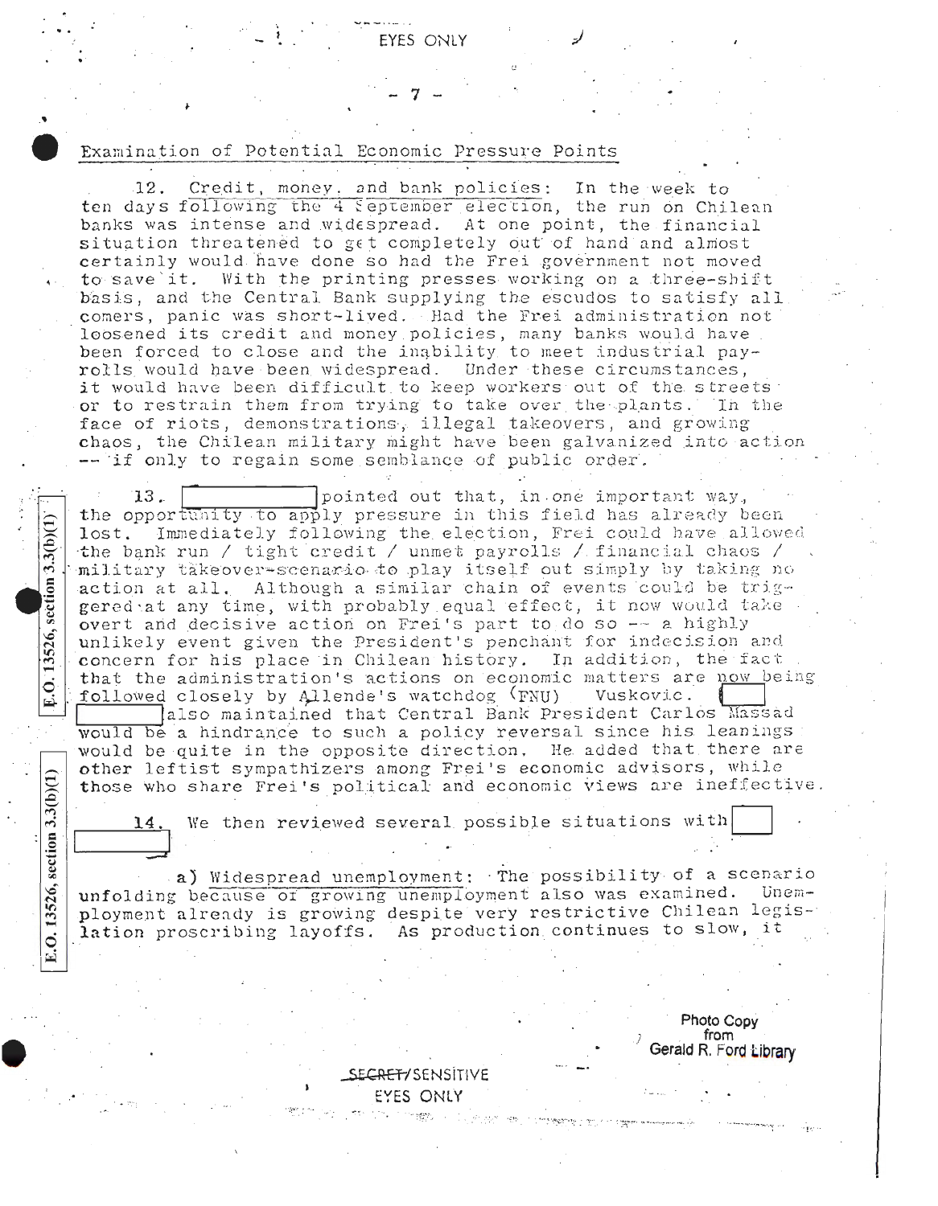EYES ONLY

## Examination of Potential Economic Pressure Points

12. Credit, money, and bank policies: In the week to ten days following the 4 September election, the run on Chilean banks was intense and widespread. At one point, the financial situation threatened to get completely out of hand and almost certainly would have done so had the Frei government not moved to save it. With the printing presses working on a three-shift basis, and the Central Bank supplying the escudos to satisfy all comers, panic was short-lived. Had the Frei administration not loosened its credit and money policies, many banks would have been forced to close and the inability to meet industrial payrolls would have been widespread. Under these circumstances, it would have been difficult to keep workers out of the streets or to restrain them from trying to take over the plants. In the face of riots, demonstrations, illegal takeovers, and growing chaos, the Chilean military might have been galvanized into action -- if only to regain some semblance of public order.

13. [redacted] pointed out that, in one important way, the opportunity to apply pressure in this field has already been lost. Immediately following the election, Frei could have allowed the bank run / tight credit / unmet payrolls / financial chaos / military takeover-scenario to play itself out simply by taking no action at all. Although a similar chain of events could be triggered at any time, with probably equal effect, it now would take overt and decisive action on Frei's part to do so -- a highly unlikely event given the President's penchant for indecision and concern for his place in Chilean history. In addition, the fact that the administration's actions on economic matters are now being followed closely by Allende's watchdog (FNU) Vuskovic. [redacted] also maintained that Central Bank President Carlos Massad would be a hindrance to such a policy reversal since his leanings would be quite in the opposite direction. He added that there are other leftist sympathizers among Frei's economic advisors, while those who share Frei's political and economic views are ineffective.

14. We then reviewed several possible situations with [redacted]

a) Widespread unemployment: The possibility of a scenario unfolding because of growing unemployment also was examined. Unemployment already is growing despite very restrictive Chilean legislation proscribing layoffs. As production continues to slow, it

E.O. 13526, section 3.3(b)(1)

E.O. 13526, section 3.3(b)(1)

Photo Copy from Gerald R. Ford Library

SECRET/SENSITIVE
EYES ONLY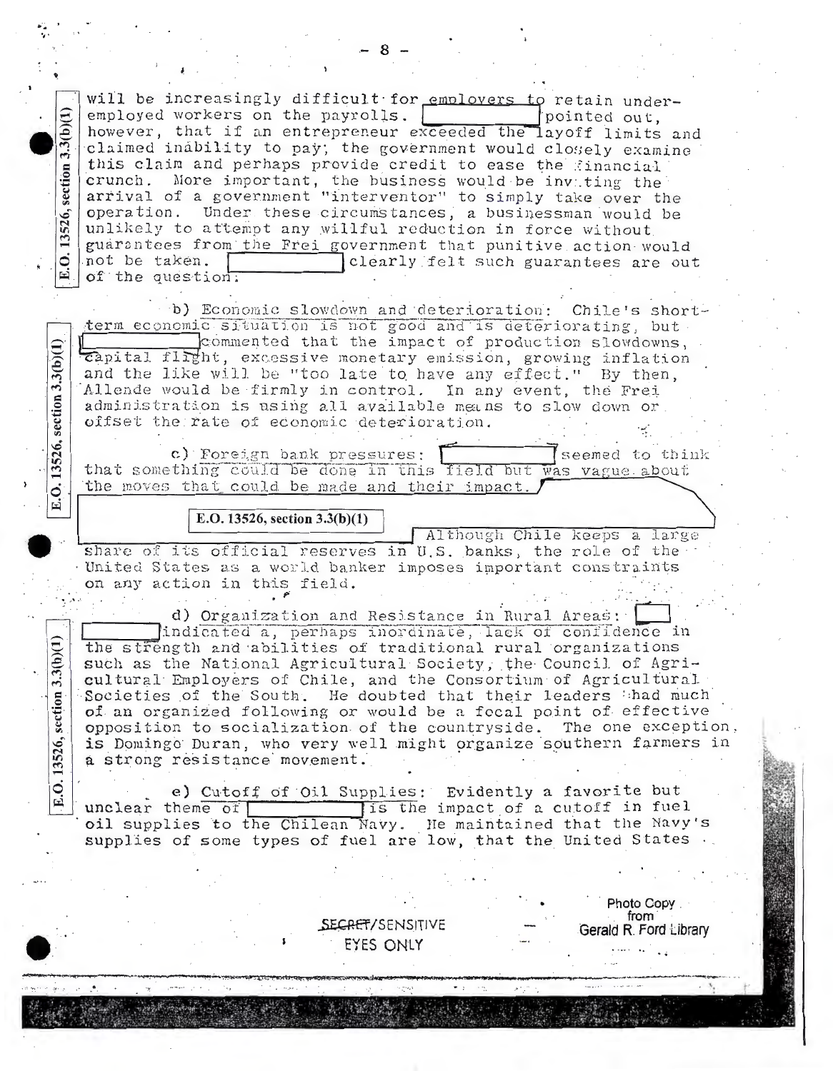will be increasingly difficult for employers to retain under-employed workers on the payrolls. [redacted] pointed out, however, that if an entrepreneur exceeded the layoff limits and claimed inability to pay, the government would closely examine this claim and perhaps provide credit to ease the financial crunch. More important, the business would be inviting the arrival of a government "interventor" to simply take over the operation. Under these circumstances, a businessman would be unlikely to attempt any willful reduction in force without guarantees from the Frei government that punitive action would not be taken. [redacted] clearly felt such guarantees are out of the question.

E.O. 13526, section 3.3(b)(1)

b) Economic slowdown and deterioration: Chile's short-term economic situation is not good and is deteriorating, but [redacted] commented that the impact of production slowdowns, capital flight, excessive monetary emission, growing inflation and the like will be "too late to have any effect." By then, Allende would be firmly in control. In any event, the Frei administration is using all available means to slow down or offset the rate of economic deterioration.

E.O. 13526, section 3.3(b)(1)

c) Foreign bank pressures: [redacted] seemed to think that something could be done in this field but was vague about the moves that could be made and their impact.

E.O. 13526, section 3.3(b)(1)

[redacted] Although Chile keeps a large share of its official reserves in U.S. banks, the role of the United States as a world banker imposes important constraints on any action in this field.

d) Organization and Resistance in Rural Areas: [redacted] indicated a, perhaps inordinate, lack of confidence in the strength and abilities of traditional rural organizations such as the National Agricultural Society, the Council of Agricultural Employers of Chile, and the Consortium of Agricultural Societies of the South. He doubted that their leaders had much of an organized following or would be a focal point of effective opposition to socialization of the countryside. The one exception, is Domingo Duran, who very well might organize southern farmers in a strong resistance movement.

E.O. 13526, section 3.3(b)(1)

e) Cutoff of Oil Supplies: Evidently a favorite but unclear theme of [redacted] is the impact of a cutoff in fuel oil supplies to the Chilean Navy. He maintained that the Navy's supplies of some types of fuel are low, that the United States

SECRET/SENSITIVE
EYES ONLY

Photo Copy from Gerald R. Ford Library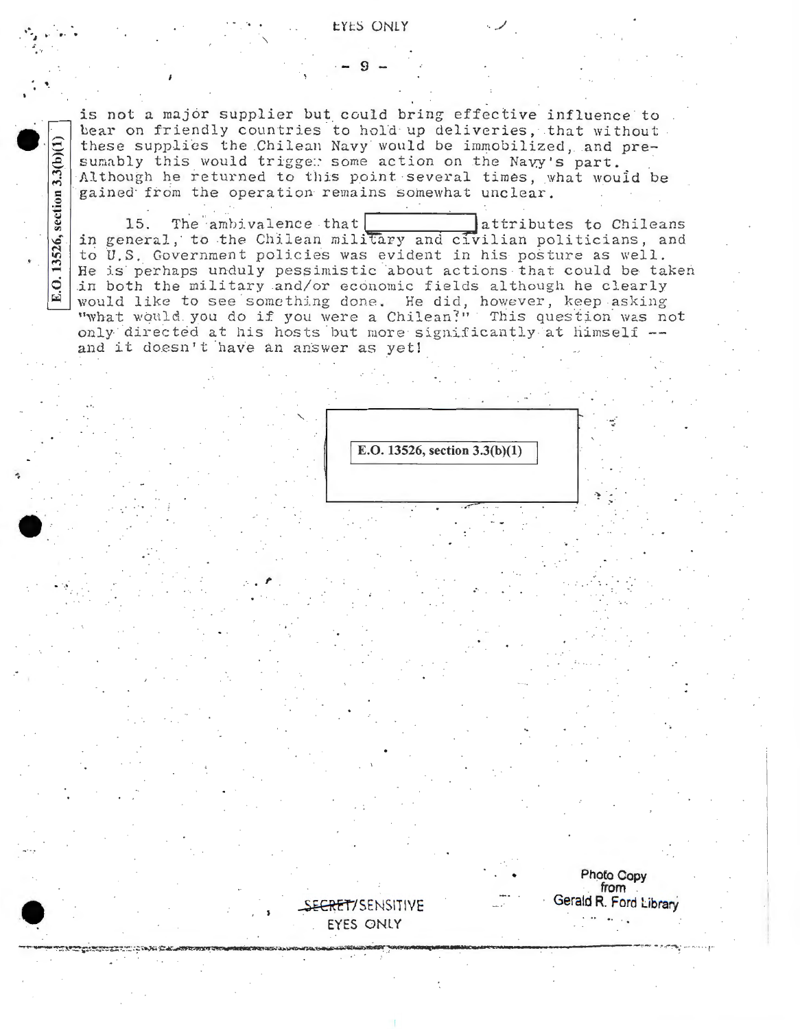is not a major supplier but could bring effective influence to bear on friendly countries to hold up deliveries, that without these supplies the Chilean Navy would be immobilized, and presumably this would trigger some action on the Navy's part. Although he returned to this point several times, what would be gained from the operation remains somewhat unclear.

15. The ambivalence that [ ] attributes to Chileans in general, to the Chilean military and civilian politicians, and to U.S. Government policies was evident in his posture as well. He is perhaps unduly pessimistic about actions that could be taken in both the military and/or economic fields although he clearly would like to see something done. He did, however, keep asking "what would you do if you were a Chilean?" This question was not only directed at his hosts but more significantly at himself -- and it doesn't have an answer as yet!

E.O. 13526, section 3.3(b)(1)

E.O. 13526, section 3.3(b)(1)

~~SECRET~~/SENSITIVE

EYES ONLY

Photo Copy from Gerald R. Ford Library